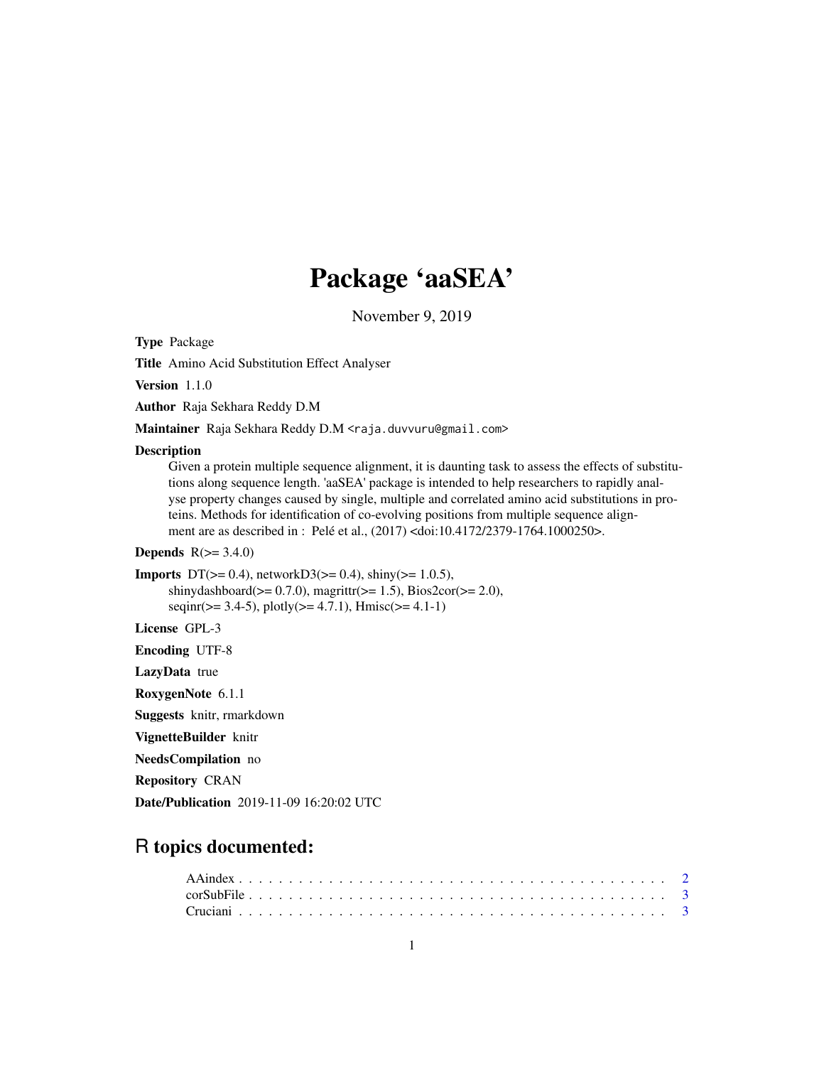# Package 'aaSEA'

November 9, 2019

**Type** Package

**Title** Amino Acid Substitution Effect Analyser

**Version** 1.1.0

**Author** Raja Sekhara Reddy D.M

**Maintainer** Raja Sekhara Reddy D.M <raja.duvvuru@gmail.com>

**Description**
Given a protein multiple sequence alignment, it is daunting task to assess the effects of substitutions along sequence length. 'aaSEA' package is intended to help researchers to rapidly analyse property changes caused by single, multiple and correlated amino acid substitutions in proteins. Methods for identification of co-evolving positions from multiple sequence alignment are as described in : Pelé et al., (2017) <doi:10.4172/2379-1764.1000250>.

**Depends** R(>= 3.4.0)

**Imports** DT(>= 0.4), networkD3(>= 0.4), shiny(>= 1.0.5), shinydashboard(>= 0.7.0), magrittr(>= 1.5), Bios2cor(>= 2.0), seqinr(>= 3.4-5), plotly(>= 4.7.1), Hmisc(>= 4.1-1)

**License** GPL-3

**Encoding** UTF-8

**LazyData** true

**RoxygenNote** 6.1.1

**Suggests** knitr, rmarkdown

**VignetteBuilder** knitr

**NeedsCompilation** no

**Repository** CRAN

**Date/Publication** 2019-11-09 16:20:02 UTC

## R topics documented:

AAindex . . . . . . . . . . . . . . . . . . . . . . . . . . . . . . . . . . . . . . . . 2
corSubFile . . . . . . . . . . . . . . . . . . . . . . . . . . . . . . . . . . . . . . . 3
Cruciani . . . . . . . . . . . . . . . . . . . . . . . . . . . . . . . . . . . . . . . . 3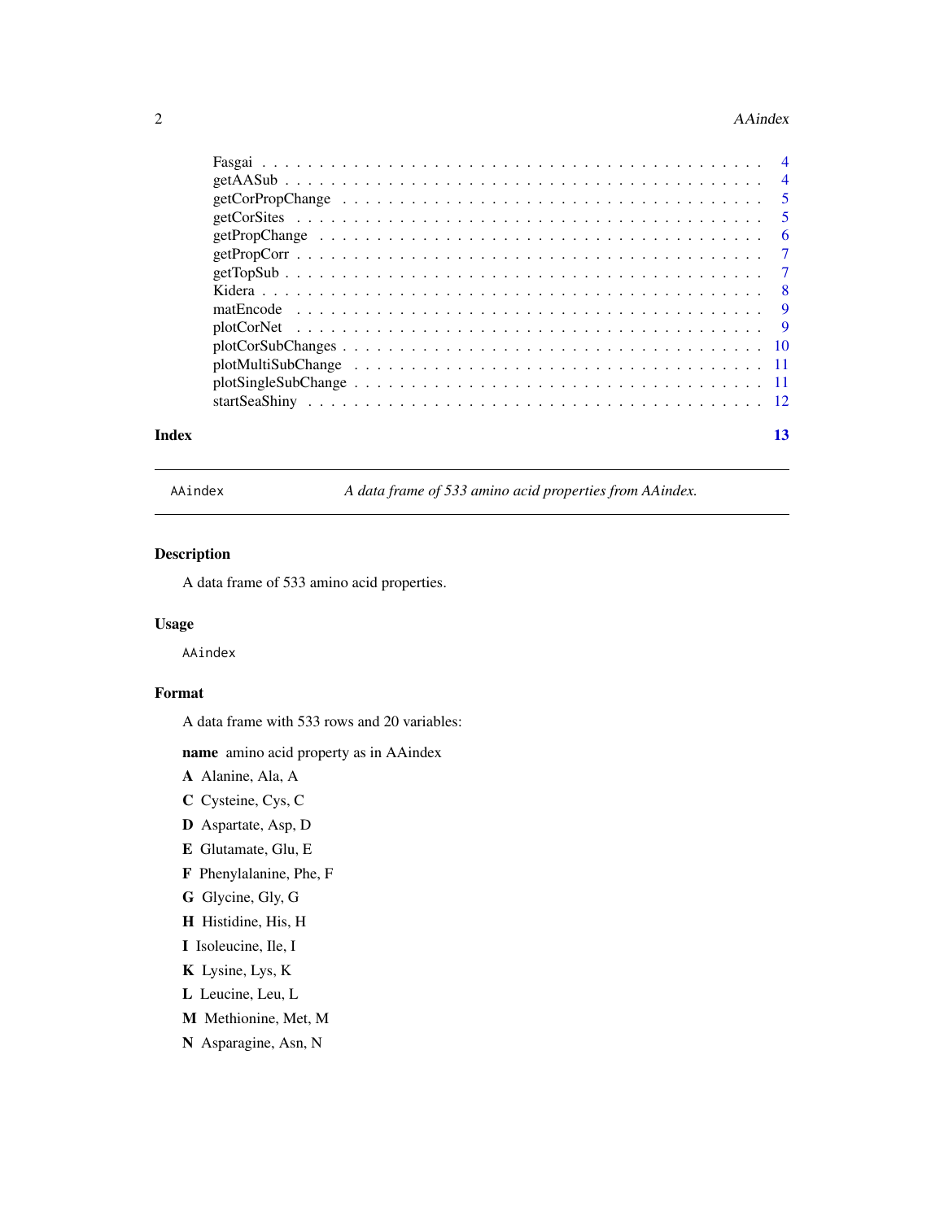Fasgai . . . . . . . . . . . . . . . . . . . . . . . . . . . . . . . . . . . . . . . . 4
getAASub . . . . . . . . . . . . . . . . . . . . . . . . . . . . . . . . . . . . . . . 4
getCorPropChange . . . . . . . . . . . . . . . . . . . . . . . . . . . . . . . . . . . 5
getCorSites . . . . . . . . . . . . . . . . . . . . . . . . . . . . . . . . . . . . . . 5
getPropChange . . . . . . . . . . . . . . . . . . . . . . . . . . . . . . . . . . . . . 6
getPropCorr . . . . . . . . . . . . . . . . . . . . . . . . . . . . . . . . . . . . . . 7
getTopSub . . . . . . . . . . . . . . . . . . . . . . . . . . . . . . . . . . . . . . . 7
Kidera . . . . . . . . . . . . . . . . . . . . . . . . . . . . . . . . . . . . . . . . 8
matEncode . . . . . . . . . . . . . . . . . . . . . . . . . . . . . . . . . . . . . . . 9
plotCorNet . . . . . . . . . . . . . . . . . . . . . . . . . . . . . . . . . . . . . . 9
plotCorSubChanges . . . . . . . . . . . . . . . . . . . . . . . . . . . . . . . . . . . 10
plotMultiSubChange . . . . . . . . . . . . . . . . . . . . . . . . . . . . . . . . . . 11
plotSingleSubChange . . . . . . . . . . . . . . . . . . . . . . . . . . . . . . . . . . 11
startSeaShiny . . . . . . . . . . . . . . . . . . . . . . . . . . . . . . . . . . . . . 12

**Index** **13**

---

`AAindex` *A data frame of 533 amino acid properties from AAindex.*

---

## Description

A data frame of 533 amino acid properties.

## Usage

```
AAindex
```

## Format

A data frame with 533 rows and 20 variables:

**name** amino acid property as in AAindex

**A** Alanine, Ala, A

**C** Cysteine, Cys, C

**D** Aspartate, Asp, D

**E** Glutamate, Glu, E

**F** Phenylalanine, Phe, F

**G** Glycine, Gly, G

**H** Histidine, His, H

**I** Isoleucine, Ile, I

**K** Lysine, Lys, K

**L** Leucine, Leu, L

**M** Methionine, Met, M

**N** Asparagine, Asn, N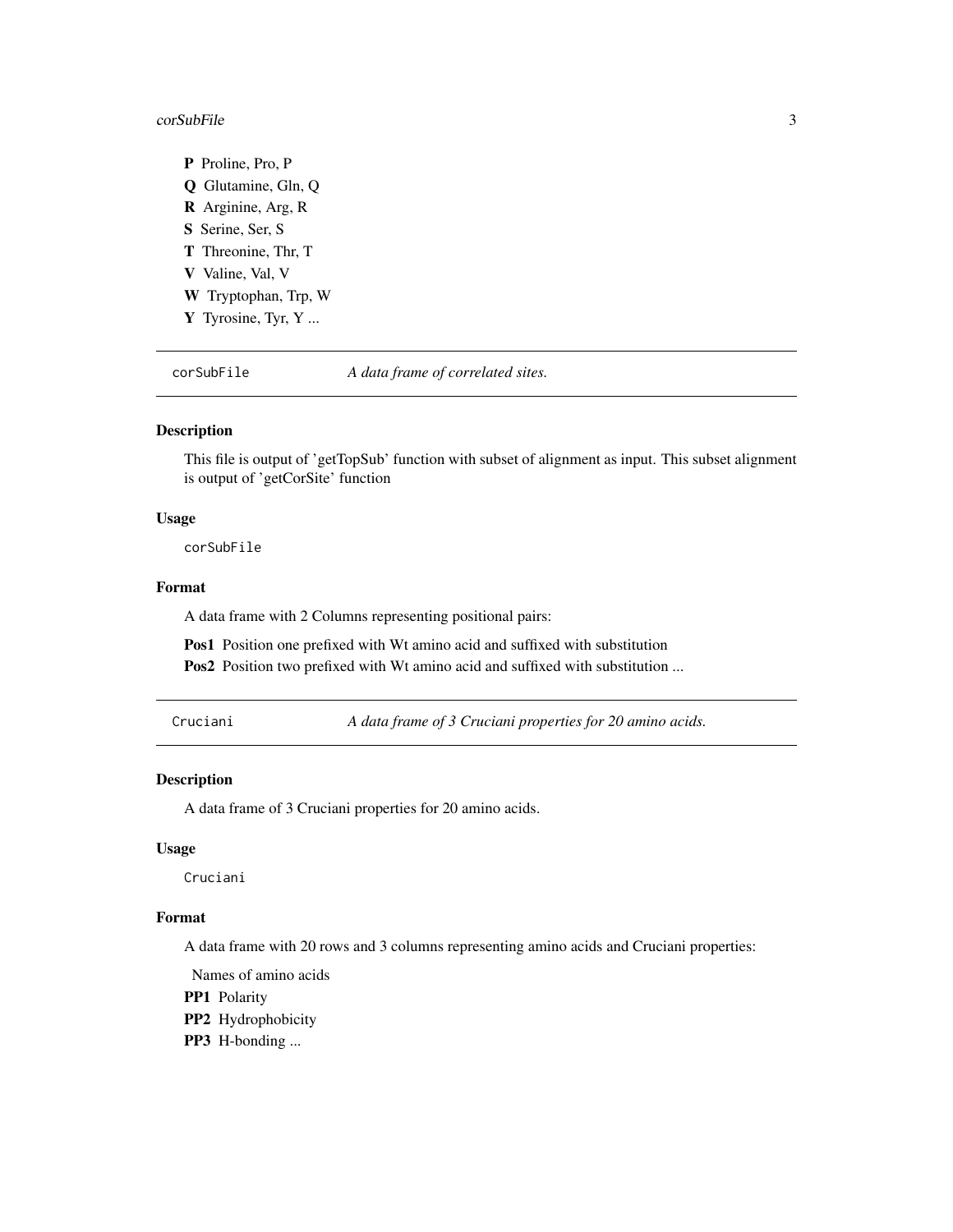**P** Proline, Pro, P

**Q** Glutamine, Gln, Q

**R** Arginine, Arg, R

**S** Serine, Ser, S

**T** Threonine, Thr, T

**V** Valine, Val, V

**W** Tryptophan, Trp, W

**Y** Tyrosine, Tyr, Y ...

## corSubFile — *A data frame of correlated sites.*

### Description

This file is output of 'getTopSub' function with subset of alignment as input. This subset alignment is output of 'getCorSite' function

### Usage

```
corSubFile
```

### Format

A data frame with 2 Columns representing positional pairs:

**Pos1** Position one prefixed with Wt amino acid and suffixed with substitution

**Pos2** Position two prefixed with Wt amino acid and suffixed with substitution ...

## Cruciani — *A data frame of 3 Cruciani properties for 20 amino acids.*

### Description

A data frame of 3 Cruciani properties for 20 amino acids.

### Usage

```
Cruciani
```

### Format

A data frame with 20 rows and 3 columns representing amino acids and Cruciani properties:

Names of amino acids

**PP1** Polarity

**PP2** Hydrophobicity

**PP3** H-bonding ...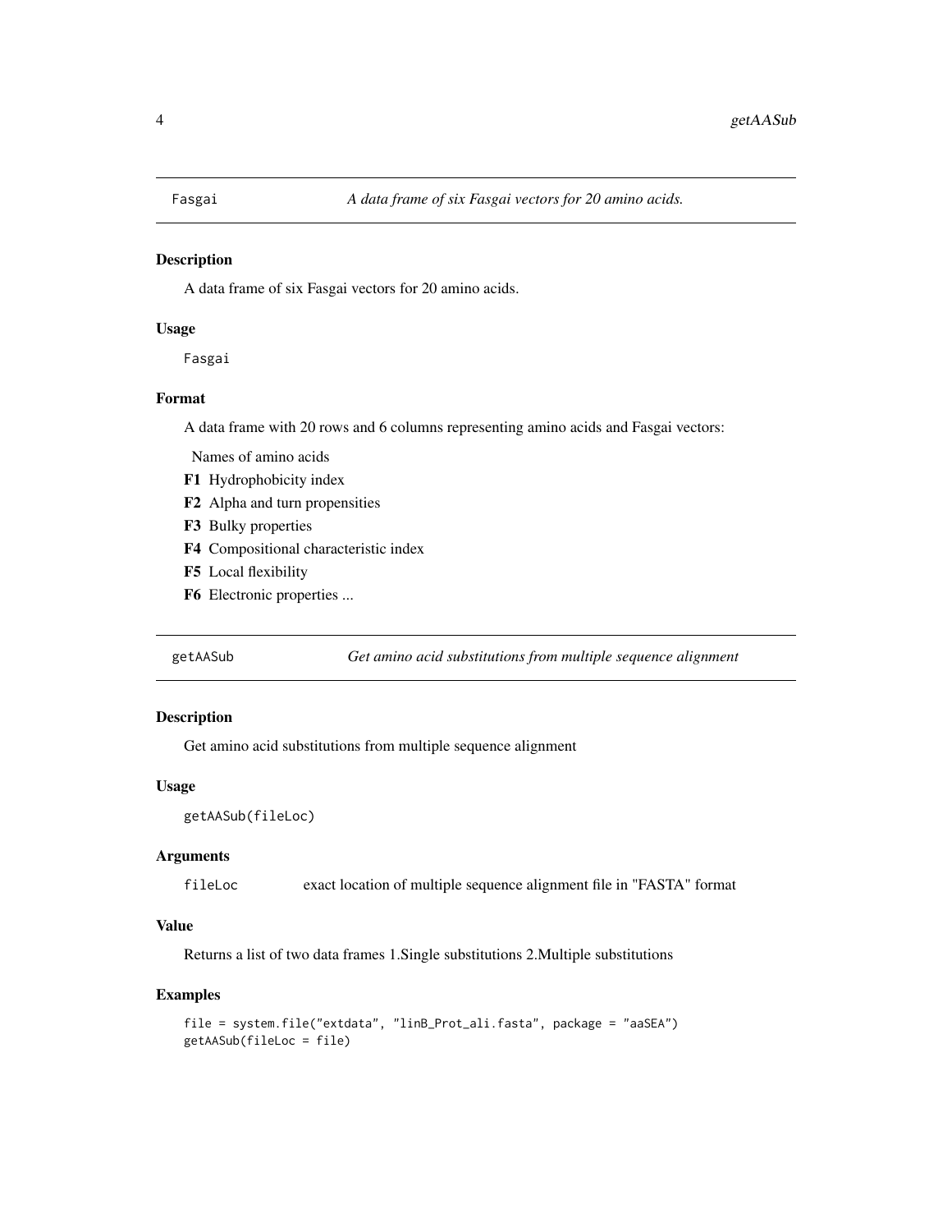## Fasgai *A data frame of six Fasgai vectors for 20 amino acids.*

### Description

A data frame of six Fasgai vectors for 20 amino acids.

### Usage

```
Fasgai
```

### Format

A data frame with 20 rows and 6 columns representing amino acids and Fasgai vectors:

Names of amino acids

- **F1** Hydrophobicity index
- **F2** Alpha and turn propensities
- **F3** Bulky properties
- **F4** Compositional characteristic index
- **F5** Local flexibility
- **F6** Electronic properties ...

## getAASub *Get amino acid substitutions from multiple sequence alignment*

### Description

Get amino acid substitutions from multiple sequence alignment

### Usage

```
getAASub(fileLoc)
```

### Arguments

`fileLoc` exact location of multiple sequence alignment file in "FASTA" format

### Value

Returns a list of two data frames 1.Single substitutions 2.Multiple substitutions

### Examples

```
file = system.file("extdata", "linB_Prot_ali.fasta", package = "aaSEA")
getAASub(fileLoc = file)
```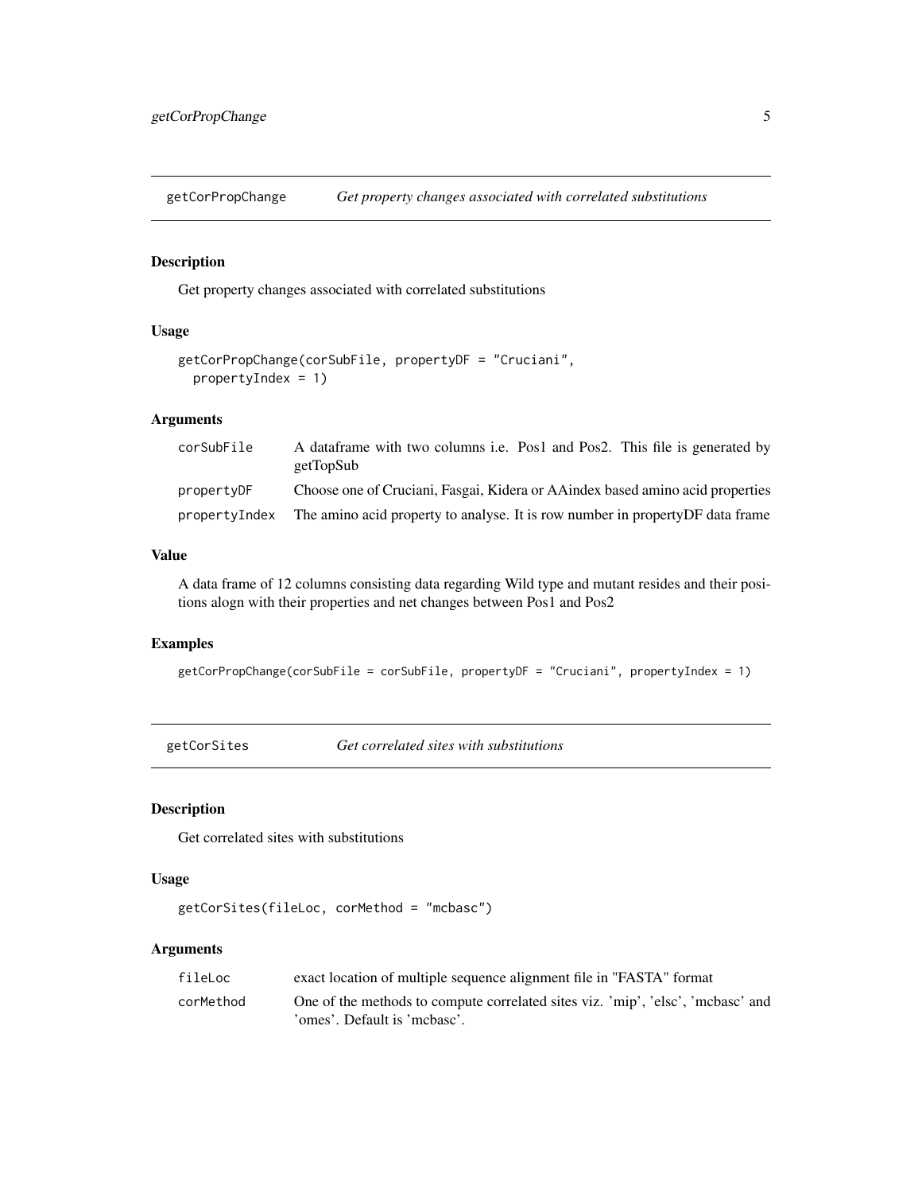## getCorPropChange *Get property changes associated with correlated substitutions*

### Description

Get property changes associated with correlated substitutions

### Usage

```
getCorPropChange(corSubFile, propertyDF = "Cruciani",
  propertyIndex = 1)
```

### Arguments

| | |
|---|---|
| corSubFile | A dataframe with two columns i.e. Pos1 and Pos2. This file is generated by getTopSub |
| propertyDF | Choose one of Cruciani, Fasgai, Kidera or AAindex based amino acid properties |
| propertyIndex | The amino acid property to analyse. It is row number in propertyDF data frame |

### Value

A data frame of 12 columns consisting data regarding Wild type and mutant resides and their positions alogn with their properties and net changes between Pos1 and Pos2

### Examples

```
getCorPropChange(corSubFile = corSubFile, propertyDF = "Cruciani", propertyIndex = 1)
```

## getCorSites *Get correlated sites with substitutions*

### Description

Get correlated sites with substitutions

### Usage

```
getCorSites(fileLoc, corMethod = "mcbasc")
```

### Arguments

| | |
|---|---|
| fileLoc | exact location of multiple sequence alignment file in "FASTA" format |
| corMethod | One of the methods to compute correlated sites viz. 'mip', 'elsc', 'mcbasc' and 'omes'. Default is 'mcbasc'. |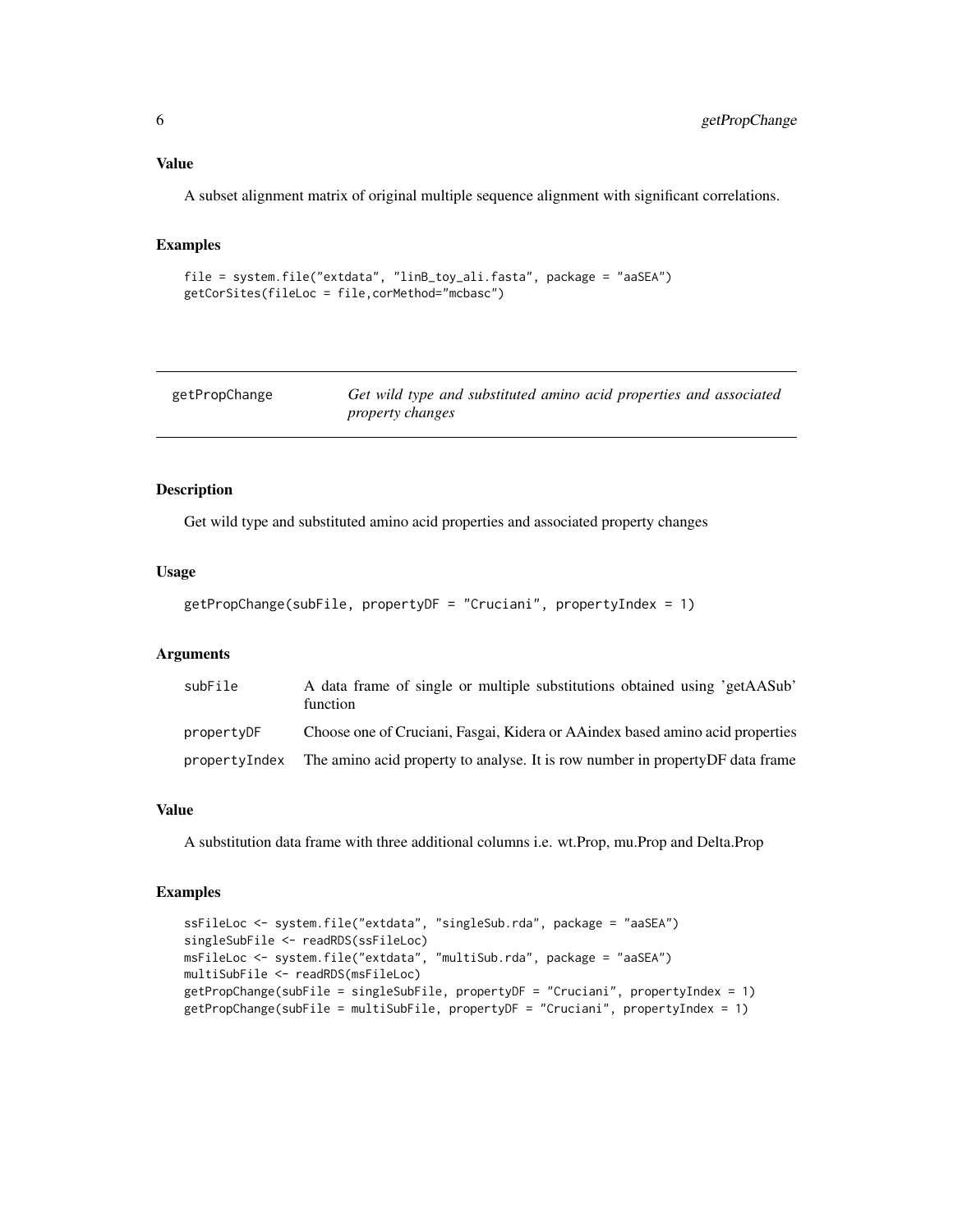### Value

A subset alignment matrix of original multiple sequence alignment with significant correlations.

### Examples

```
file = system.file("extdata", "linB_toy_ali.fasta", package = "aaSEA")
getCorSites(fileLoc = file,corMethod="mcbasc")
```

---

## getPropChange *Get wild type and substituted amino acid properties and associated property changes*

---

### Description

Get wild type and substituted amino acid properties and associated property changes

### Usage

```
getPropChange(subFile, propertyDF = "Cruciani", propertyIndex = 1)
```

### Arguments

| | |
|---|---|
| subFile | A data frame of single or multiple substitutions obtained using 'getAASub' function |
| propertyDF | Choose one of Cruciani, Fasgai, Kidera or AAindex based amino acid properties |
| propertyIndex | The amino acid property to analyse. It is row number in propertyDF data frame |

### Value

A substitution data frame with three additional columns i.e. wt.Prop, mu.Prop and Delta.Prop

### Examples

```
ssFileLoc <- system.file("extdata", "singleSub.rda", package = "aaSEA")
singleSubFile <- readRDS(ssFileLoc)
msFileLoc <- system.file("extdata", "multiSub.rda", package = "aaSEA")
multiSubFile <- readRDS(msFileLoc)
getPropChange(subFile = singleSubFile, propertyDF = "Cruciani", propertyIndex = 1)
getPropChange(subFile = multiSubFile, propertyDF = "Cruciani", propertyIndex = 1)
```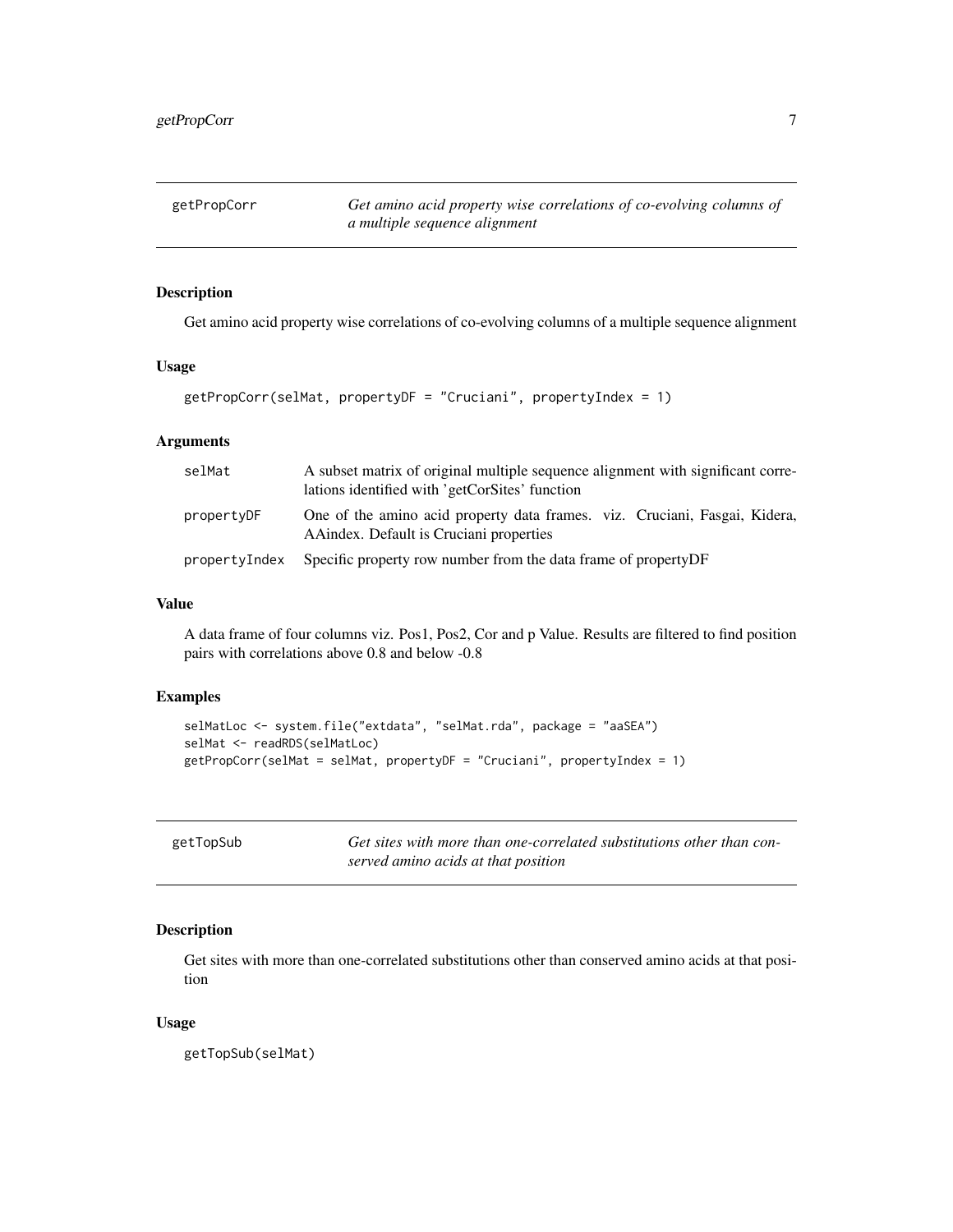## getPropCorr — *Get amino acid property wise correlations of co-evolving columns of a multiple sequence alignment*

### Description

Get amino acid property wise correlations of co-evolving columns of a multiple sequence alignment

### Usage

```
getPropCorr(selMat, propertyDF = "Cruciani", propertyIndex = 1)
```

### Arguments

| Argument | Description |
|---|---|
| `selMat` | A subset matrix of original multiple sequence alignment with significant correlations identified with 'getCorSites' function |
| `propertyDF` | One of the amino acid property data frames. viz. Cruciani, Fasgai, Kidera, AAindex. Default is Cruciani properties |
| `propertyIndex` | Specific property row number from the data frame of propertyDF |

### Value

A data frame of four columns viz. Pos1, Pos2, Cor and p Value. Results are filtered to find position pairs with correlations above 0.8 and below -0.8

### Examples

```
selMatLoc <- system.file("extdata", "selMat.rda", package = "aaSEA")
selMat <- readRDS(selMatLoc)
getPropCorr(selMat = selMat, propertyDF = "Cruciani", propertyIndex = 1)
```

## getTopSub — *Get sites with more than one-correlated substitutions other than conserved amino acids at that position*

### Description

Get sites with more than one-correlated substitutions other than conserved amino acids at that position

### Usage

```
getTopSub(selMat)
```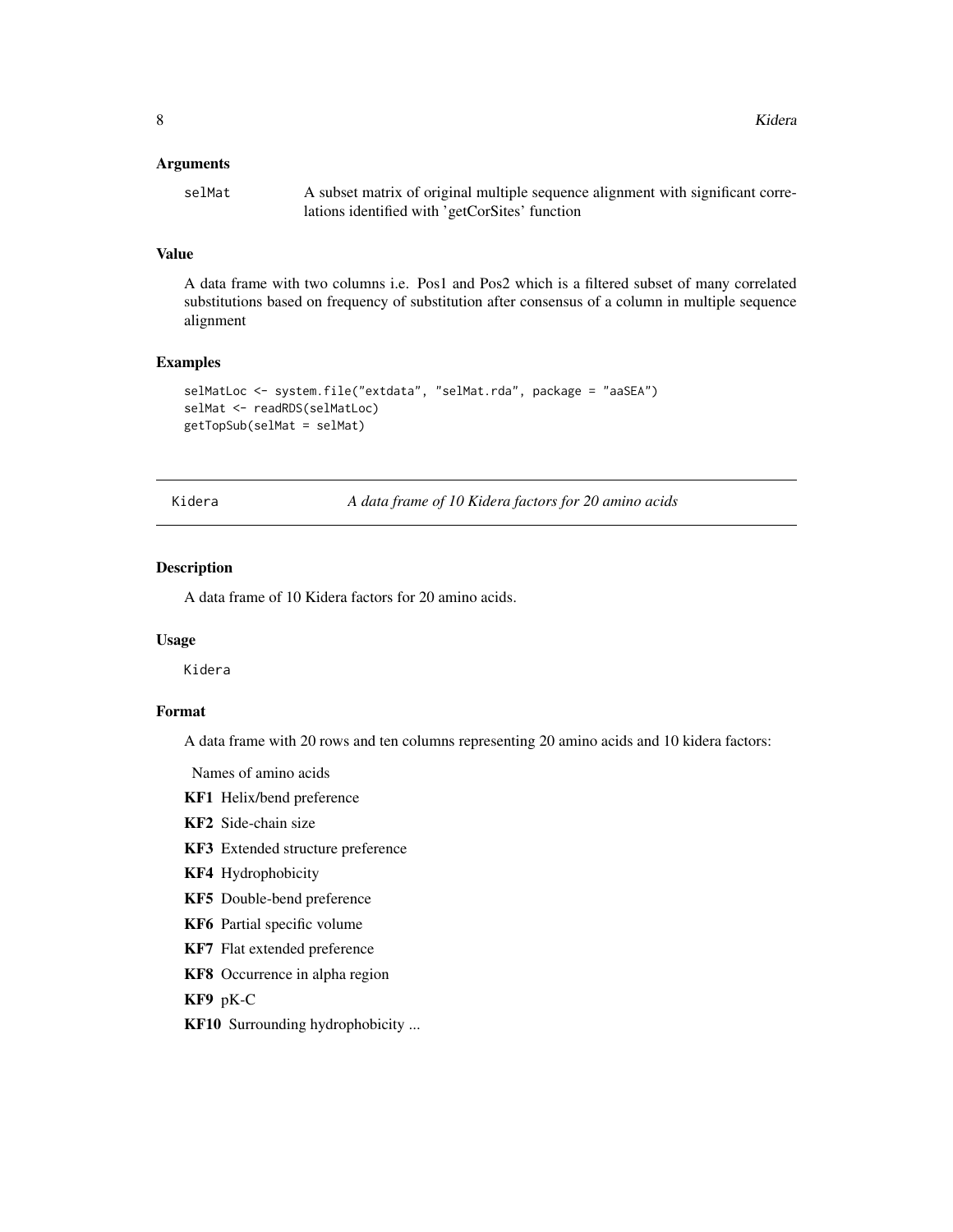### Arguments

selMat — A subset matrix of original multiple sequence alignment with significant correlations identified with 'getCorSites' function

### Value

A data frame with two columns i.e. Pos1 and Pos2 which is a filtered subset of many correlated substitutions based on frequency of substitution after consensus of a column in multiple sequence alignment

### Examples

```
selMatLoc <- system.file("extdata", "selMat.rda", package = "aaSEA")
selMat <- readRDS(selMatLoc)
getTopSub(selMat = selMat)
```

---

## Kidera — *A data frame of 10 Kidera factors for 20 amino acids*

---

### Description

A data frame of 10 Kidera factors for 20 amino acids.

### Usage

```
Kidera
```

### Format

A data frame with 20 rows and ten columns representing 20 amino acids and 10 kidera factors:

Names of amino acids

- **KF1** Helix/bend preference
- **KF2** Side-chain size
- **KF3** Extended structure preference
- **KF4** Hydrophobicity
- **KF5** Double-bend preference
- **KF6** Partial specific volume
- **KF7** Flat extended preference
- **KF8** Occurrence in alpha region
- **KF9** pK-C
- **KF10** Surrounding hydrophobicity ...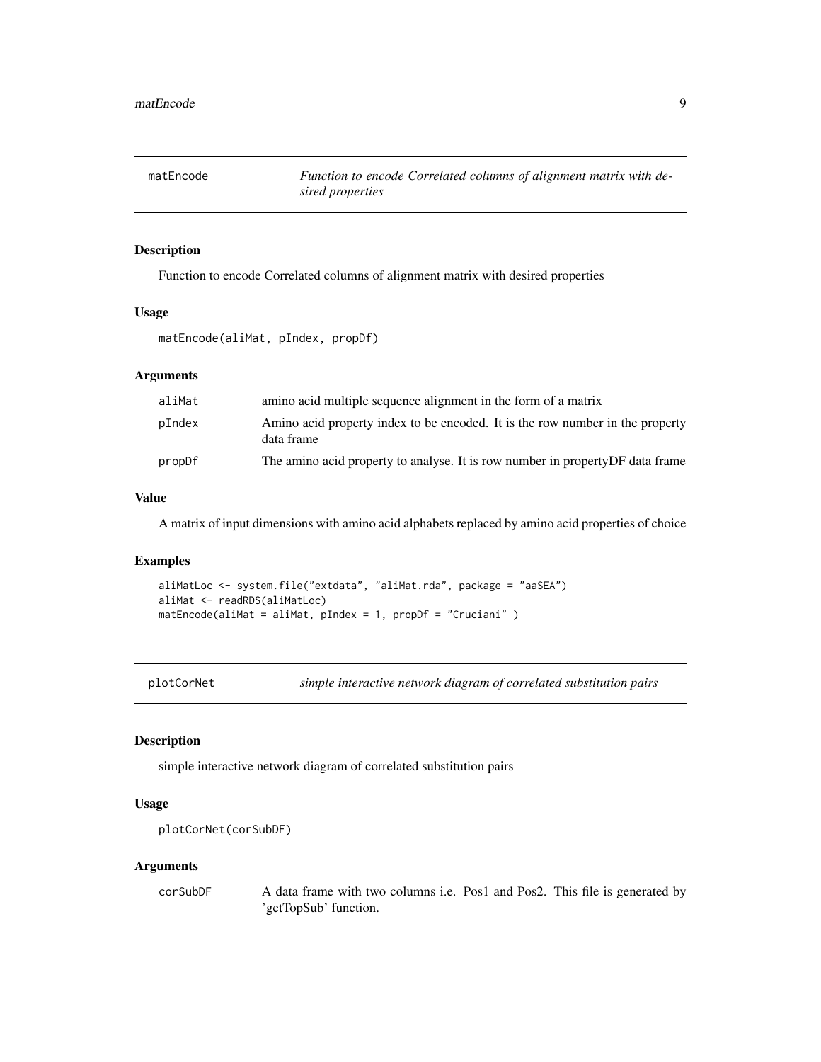## matEncode — *Function to encode Correlated columns of alignment matrix with desired properties*

### Description

Function to encode Correlated columns of alignment matrix with desired properties

### Usage

```
matEncode(aliMat, pIndex, propDf)
```

### Arguments

| | |
|---|---|
| aliMat | amino acid multiple sequence alignment in the form of a matrix |
| pIndex | Amino acid property index to be encoded. It is the row number in the property data frame |
| propDf | The amino acid property to analyse. It is row number in propertyDF data frame |

### Value

A matrix of input dimensions with amino acid alphabets replaced by amino acid properties of choice

### Examples

```
aliMatLoc <- system.file("extdata", "aliMat.rda", package = "aaSEA")
aliMat <- readRDS(aliMatLoc)
matEncode(aliMat = aliMat, pIndex = 1, propDf = "Cruciani" )
```

## plotCorNet — *simple interactive network diagram of correlated substitution pairs*

### Description

simple interactive network diagram of correlated substitution pairs

### Usage

```
plotCorNet(corSubDF)
```

### Arguments

| | |
|---|---|
| corSubDF | A data frame with two columns i.e. Pos1 and Pos2. This file is generated by 'getTopSub' function. |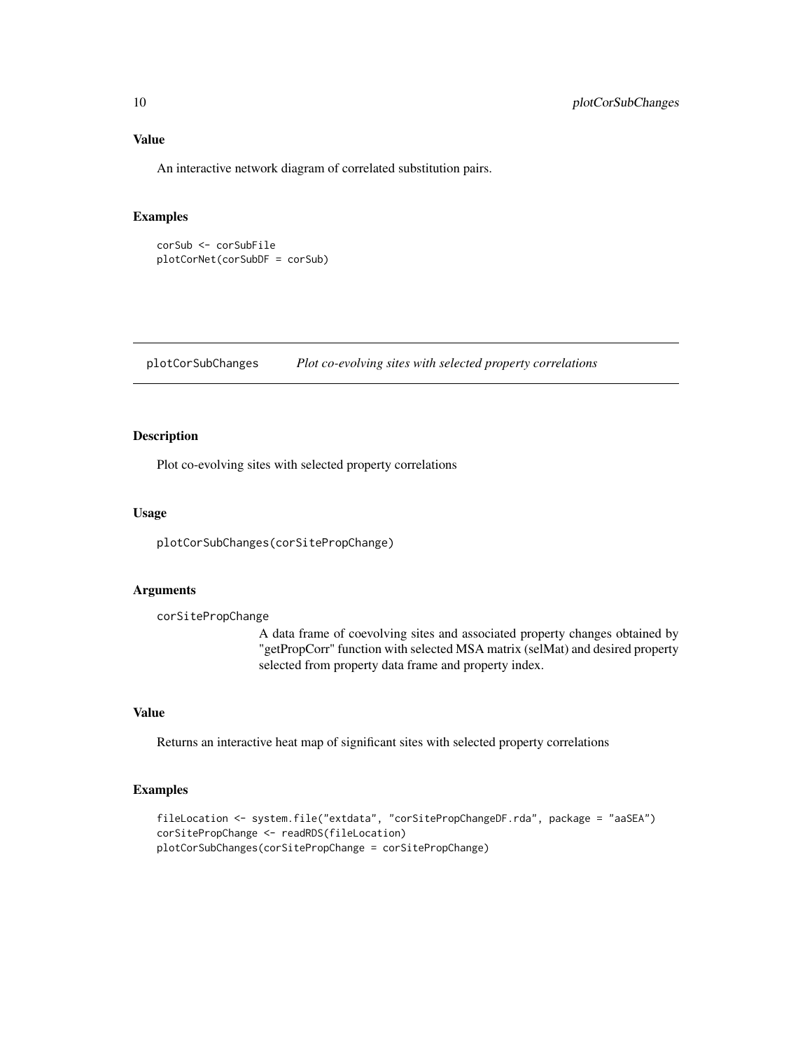## Value

An interactive network diagram of correlated substitution pairs.

## Examples

```
corSub <- corSubFile
plotCorNet(corSubDF = corSub)
```

---

# plotCorSubChanges *Plot co-evolving sites with selected property correlations*

---

## Description

Plot co-evolving sites with selected property correlations

## Usage

```
plotCorSubChanges(corSitePropChange)
```

## Arguments

`corSitePropChange`
: A data frame of coevolving sites and associated property changes obtained by "getPropCorr" function with selected MSA matrix (selMat) and desired property selected from property data frame and property index.

## Value

Returns an interactive heat map of significant sites with selected property correlations

## Examples

```
fileLocation <- system.file("extdata", "corSitePropChangeDF.rda", package = "aaSEA")
corSitePropChange <- readRDS(fileLocation)
plotCorSubChanges(corSitePropChange = corSitePropChange)
```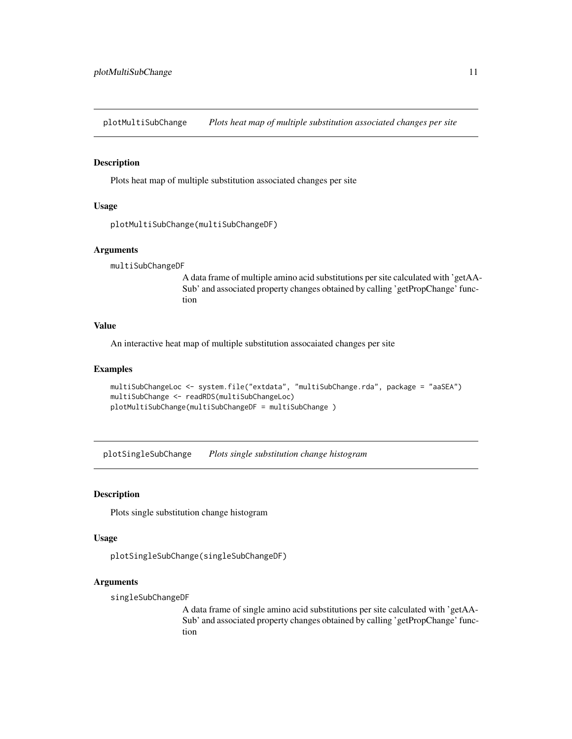## plotMultiSubChange *Plots heat map of multiple substitution associated changes per site*

### Description

Plots heat map of multiple substitution associated changes per site

### Usage

```
plotMultiSubChange(multiSubChangeDF)
```

### Arguments

`multiSubChangeDF`
: A data frame of multiple amino acid substitutions per site calculated with 'getAA-Sub' and associated property changes obtained by calling 'getPropChange' function

### Value

An interactive heat map of multiple substitution assocaiated changes per site

### Examples

```
multiSubChangeLoc <- system.file("extdata", "multiSubChange.rda", package = "aaSEA")
multiSubChange <- readRDS(multiSubChangeLoc)
plotMultiSubChange(multiSubChangeDF = multiSubChange )
```

## plotSingleSubChange *Plots single substitution change histogram*

### Description

Plots single substitution change histogram

### Usage

```
plotSingleSubChange(singleSubChangeDF)
```

### Arguments

`singleSubChangeDF`
: A data frame of single amino acid substitutions per site calculated with 'getAA-Sub' and associated property changes obtained by calling 'getPropChange' function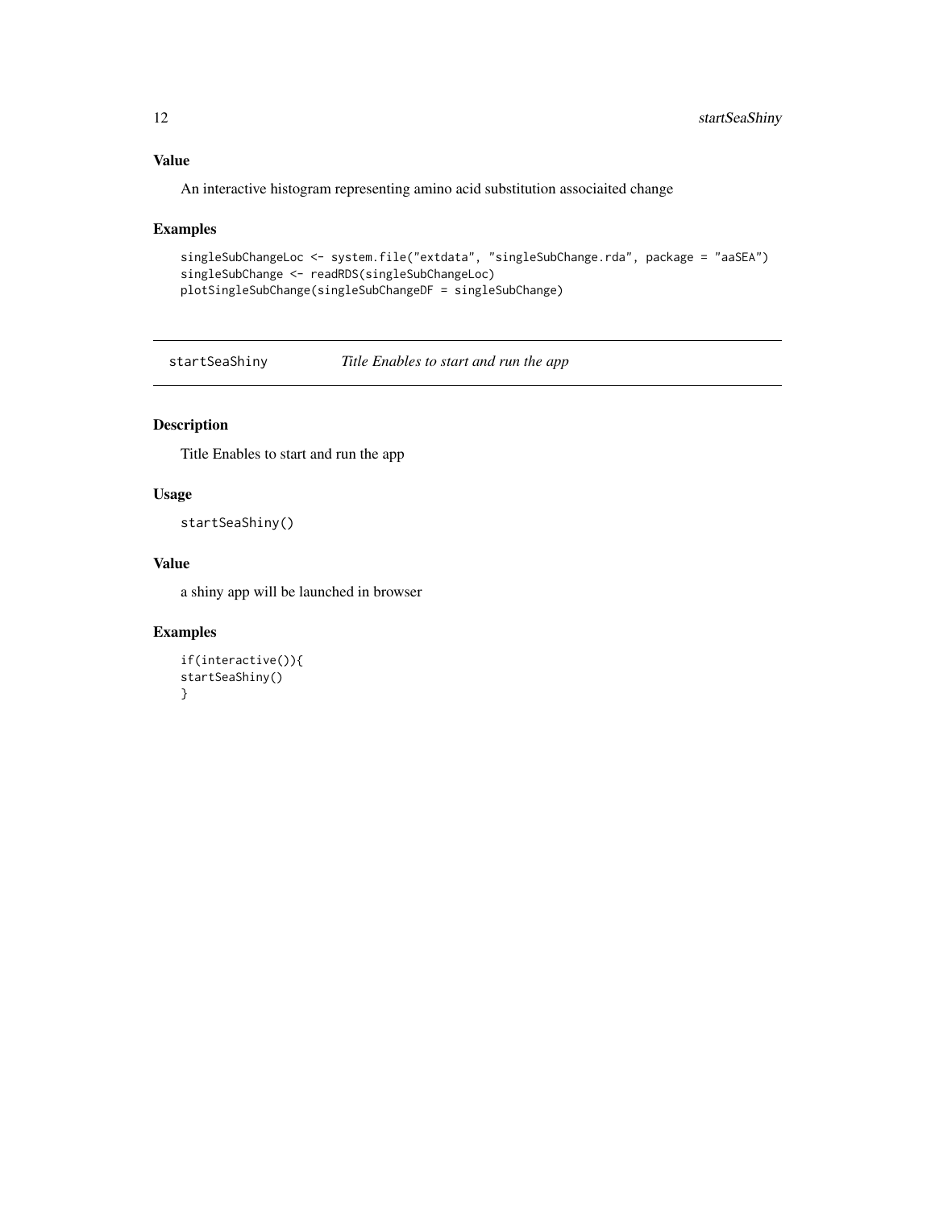### Value

An interactive histogram representing amino acid substitution associaited change

### Examples

```
singleSubChangeLoc <- system.file("extdata", "singleSubChange.rda", package = "aaSEA")
singleSubChange <- readRDS(singleSubChangeLoc)
plotSingleSubChange(singleSubChangeDF = singleSubChange)
```

## startSeaShiny *Title Enables to start and run the app*

### Description

Title Enables to start and run the app

### Usage

```
startSeaShiny()
```

### Value

a shiny app will be launched in browser

### Examples

```
if(interactive()){
startSeaShiny()
}
```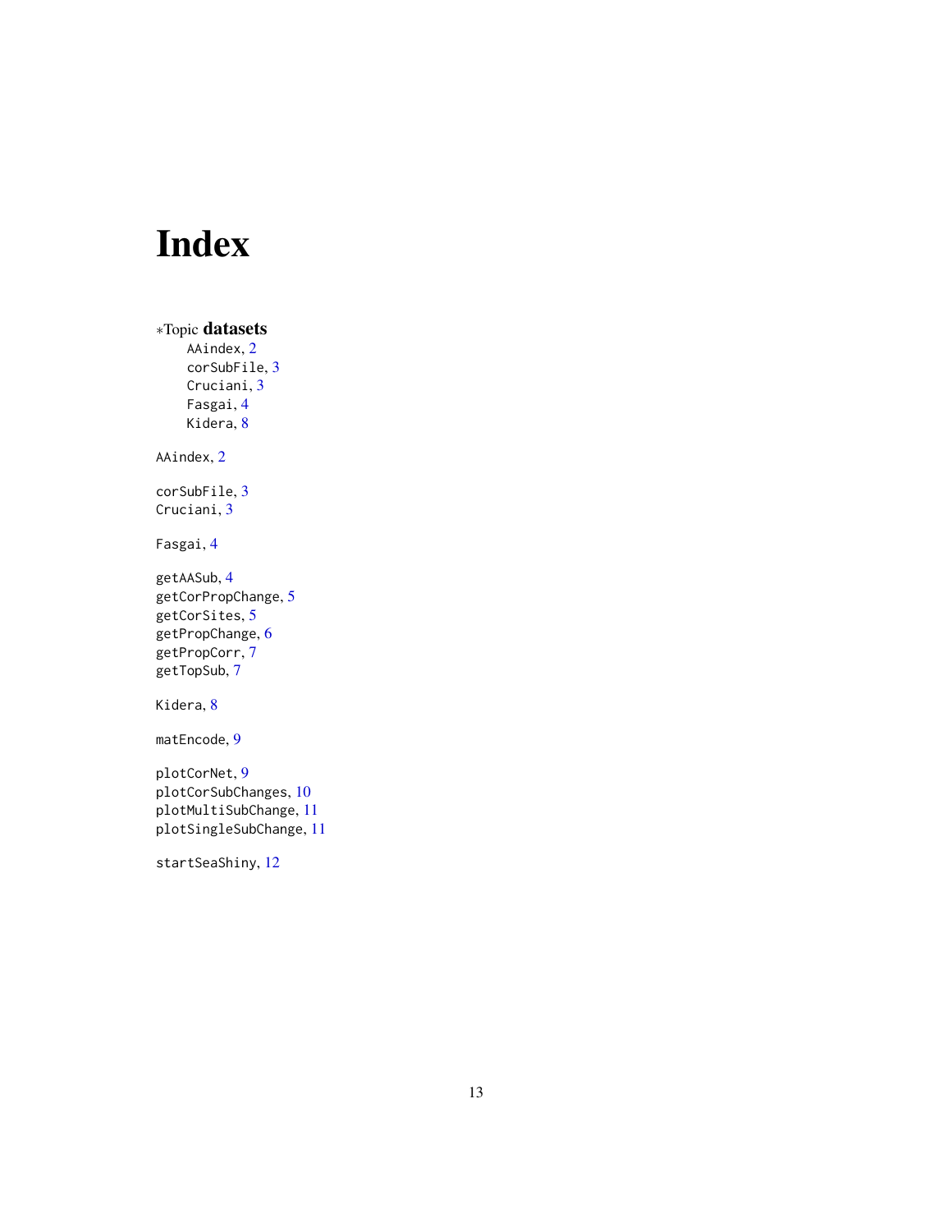# Index

*Topic **datasets**
- AAindex, 2
- corSubFile, 3
- Cruciani, 3
- Fasgai, 4
- Kidera, 8

AAindex, 2

corSubFile, 3
Cruciani, 3

Fasgai, 4

getAASub, 4
getCorPropChange, 5
getCorSites, 5
getPropChange, 6
getPropCorr, 7
getTopSub, 7

Kidera, 8

matEncode, 9

plotCorNet, 9
plotCorSubChanges, 10
plotMultiSubChange, 11
plotSingleSubChange, 11

startSeaShiny, 12